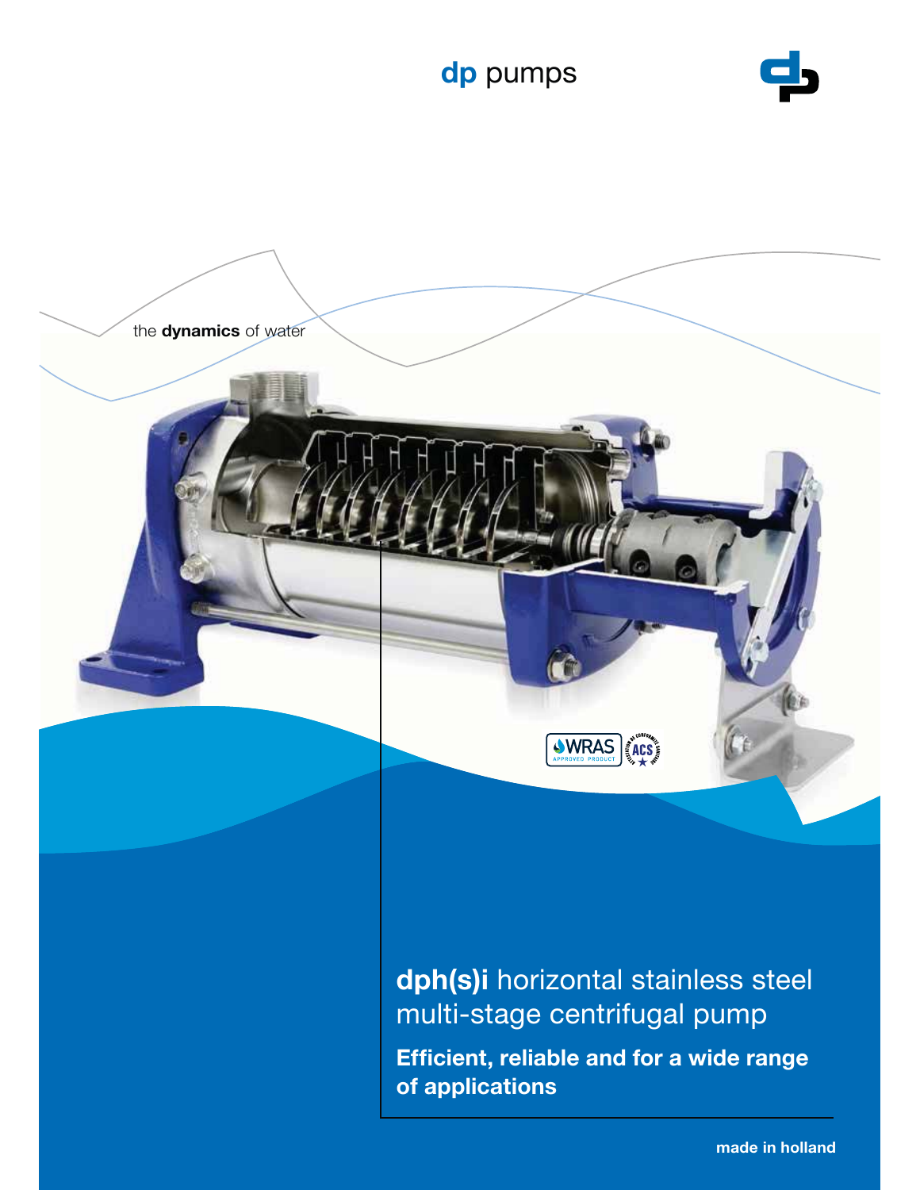dp pumps

the **dynamics** of water

# **dph(s)i** horizontal stainless steel multi-stage centrifugal pump

**Efficient, reliable and for a wide range of applications**

**made in holland**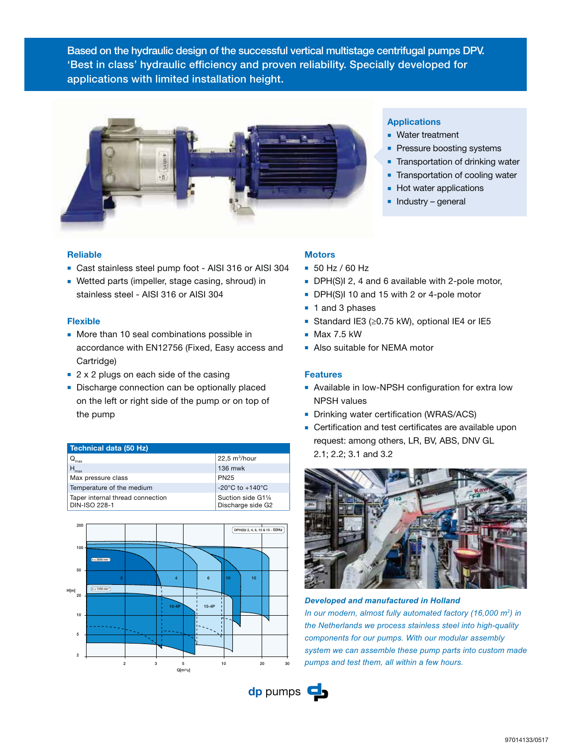Based on the hydraulic design of the successful vertical multistage centrifugal pumps DPV. 'Best in class' hydraulic efficiency and proven reliability. Specially developed for applications with limited installation height.

### Applications

- Water treatment
- Pressure boosting systems
- Transportation of drinking water
- Transportation of cooling water
- Hot water applications
- Industry – general

### Reliable

- Cast stainless steel pump foot - AISI 316 or AISI 304
- Wetted parts (impeller, stage casing, shroud) in stainless steel - AISI 316 or AISI 304

### Flexible

- More than 10 seal combinations possible in accordance with EN12756 (Fixed, Easy access and Cartridge)
- 2 x 2 plugs on each side of the casing
- Discharge connection can be optionally placed on the left or right side of the pump or on top of the pump

| Technical data (50 Hz) | |
|---|---|
| $Q_{max}$ | 22,5 $m^3$/hour |
| $H_{max}$ | 136 mwk |
| Max pressure class | PN25 |
| Temperature of the medium | -20°C to +140°C |
| Taper internal thread connection DIN-ISO 228-1 | Suction side G1¼ Discharge side G2 |

DPH(S)I 2, 4, 6, 10 & 15 - 50Hz

n = 2900 min⁻¹

n = 1450 min⁻¹

2
4
6
10
15
10-4P
15-4P

H[m]
200
100
50
20
10
5
2

Q[m³/u]
2
3
5
10
20
30

### Motors

- 50 Hz / 60 Hz
- DPH(S)I 2, 4 and 6 available with 2-pole motor,
- DPH(S)I 10 and 15 with 2 or 4-pole motor
- 1 and 3 phases
- Standard IE3 (≥0.75 kW), optional IE4 or IE5
- Max 7.5 kW
- Also suitable for NEMA motor

### Features

- Available in low-NPSH configuration for extra low NPSH values
- Drinking water certification (WRAS/ACS)
- Certification and test certificates are available upon request: among others, LR, BV, ABS, DNV GL 2.1; 2.2; 3.1 and 3.2

***Developed and manufactured in Holland***

*In our modern, almost fully automated factory (16,000 m²) in the Netherlands we process stainless steel into high-quality components for our pumps. With our modular assembly system we can assemble these pump parts into custom made pumps and test them, all within a few hours.*

dp pumps

97014133/0517